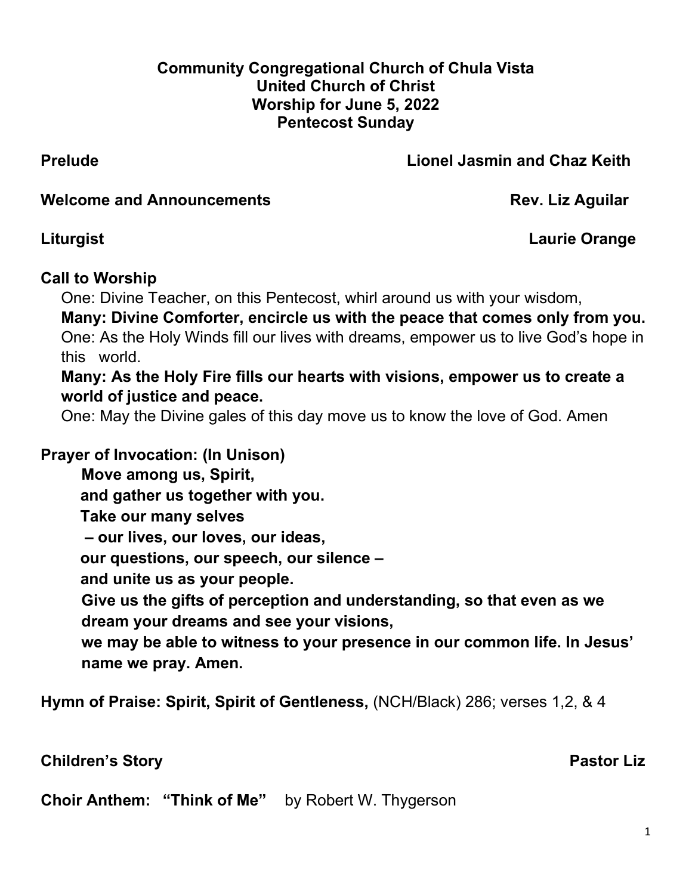**Community Congregational Church of Chula Vista**
**United Church of Christ**
**Worship for June 5, 2022**
**Pentecost Sunday**

**Prelude** **Lionel Jasmin and Chaz Keith**

**Welcome and Announcements** **Rev. Liz Aguilar**

**Liturgist** **Laurie Orange**

**Call to Worship**

One: Divine Teacher, on this Pentecost, whirl around us with your wisdom,
**Many: Divine Comforter, encircle us with the peace that comes only from you.**
One: As the Holy Winds fill our lives with dreams, empower us to live God's hope in this world.
**Many: As the Holy Fire fills our hearts with visions, empower us to create a world of justice and peace.**
One: May the Divine gales of this day move us to know the love of God. Amen

**Prayer of Invocation: (In Unison)**

**Move among us, Spirit,**
**and gather us together with you.**
**Take our many selves**
**– our lives, our loves, our ideas,**
**our questions, our speech, our silence –**
**and unite us as your people.**
**Give us the gifts of perception and understanding, so that even as we dream your dreams and see your visions,**
**we may be able to witness to your presence in our common life. In Jesus' name we pray. Amen.**

**Hymn of Praise: Spirit, Spirit of Gentleness,** (NCH/Black) 286; verses 1,2, & 4

**Children's Story** **Pastor Liz**

**Choir Anthem: "Think of Me"** by Robert W. Thygerson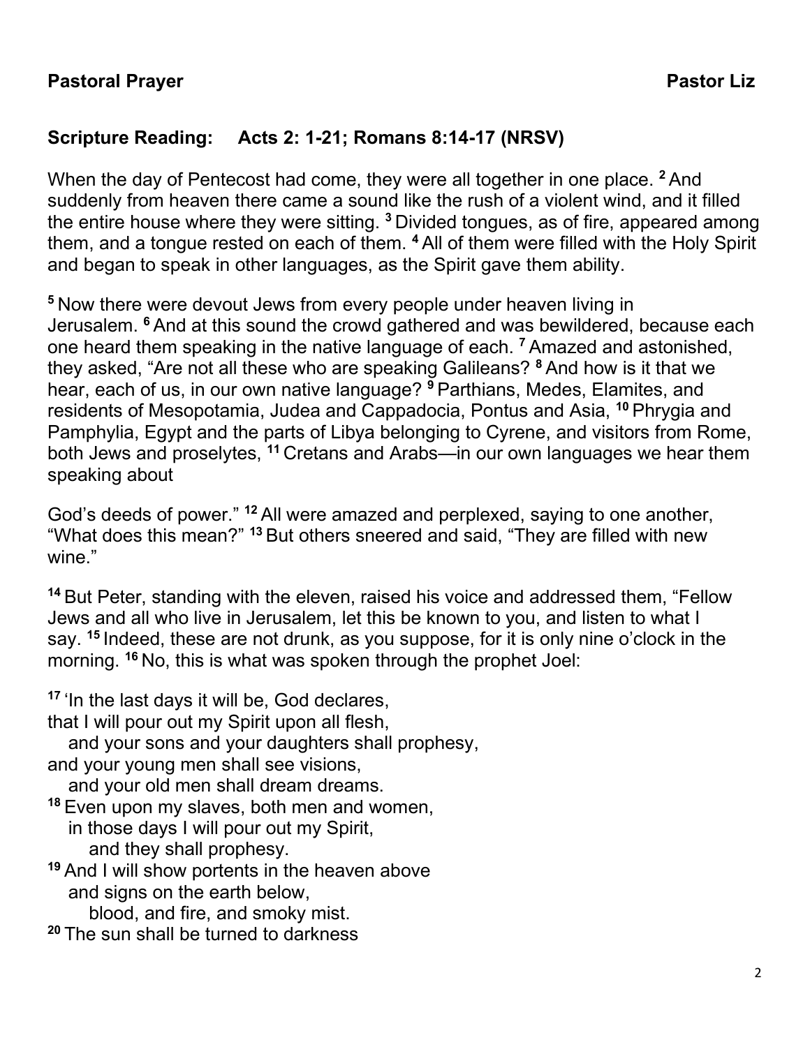**Pastoral Prayer** **Pastor Liz**

**Scripture Reading: Acts 2: 1-21; Romans 8:14-17 (NRSV)**

When the day of Pentecost had come, they were all together in one place. [2] And suddenly from heaven there came a sound like the rush of a violent wind, and it filled the entire house where they were sitting. [3] Divided tongues, as of fire, appeared among them, and a tongue rested on each of them. [4] All of them were filled with the Holy Spirit and began to speak in other languages, as the Spirit gave them ability.

[5] Now there were devout Jews from every people under heaven living in Jerusalem. [6] And at this sound the crowd gathered and was bewildered, because each one heard them speaking in the native language of each. [7] Amazed and astonished, they asked, "Are not all these who are speaking Galileans? [8] And how is it that we hear, each of us, in our own native language? [9] Parthians, Medes, Elamites, and residents of Mesopotamia, Judea and Cappadocia, Pontus and Asia, [10] Phrygia and Pamphylia, Egypt and the parts of Libya belonging to Cyrene, and visitors from Rome, both Jews and proselytes, [11] Cretans and Arabs—in our own languages we hear them speaking about

God's deeds of power." [12] All were amazed and perplexed, saying to one another, "What does this mean?" [13] But others sneered and said, "They are filled with new wine."

[14] But Peter, standing with the eleven, raised his voice and addressed them, "Fellow Jews and all who live in Jerusalem, let this be known to you, and listen to what I say. [15] Indeed, these are not drunk, as you suppose, for it is only nine o'clock in the morning. [16] No, this is what was spoken through the prophet Joel:

[17] 'In the last days it will be, God declares,
that I will pour out my Spirit upon all flesh,
  and your sons and your daughters shall prophesy,
and your young men shall see visions,
  and your old men shall dream dreams.
[18] Even upon my slaves, both men and women,
  in those days I will pour out my Spirit,
    and they shall prophesy.
[19] And I will show portents in the heaven above
  and signs on the earth below,
    blood, and fire, and smoky mist.
[20] The sun shall be turned to darkness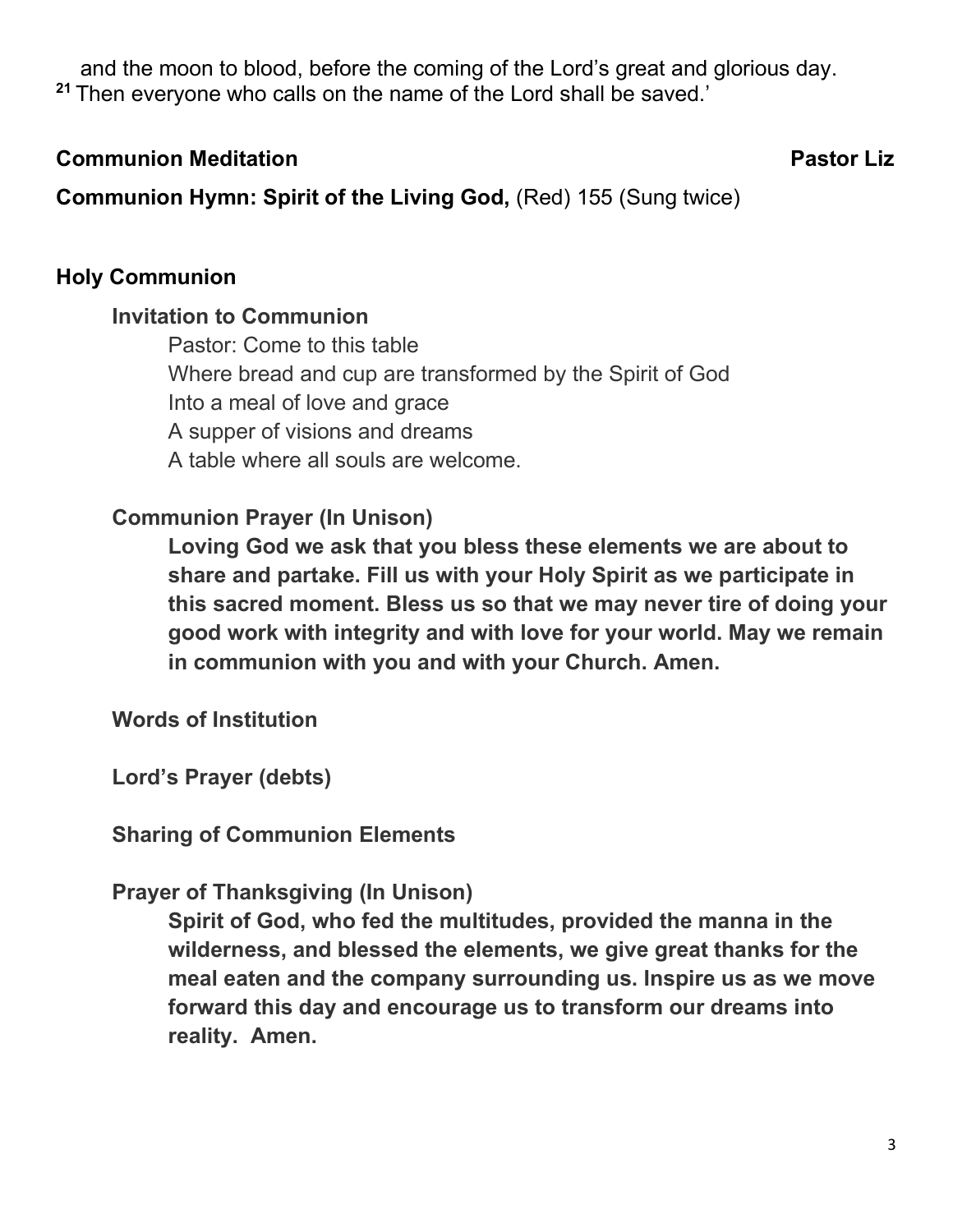and the moon to blood, before the coming of the Lord's great and glorious day.
[21] Then everyone who calls on the name of the Lord shall be saved.'

**Communion Meditation** **Pastor Liz**

**Communion Hymn: Spirit of the Living God,** (Red) 155 (Sung twice)

## Holy Communion

### Invitation to Communion

Pastor: Come to this table
Where bread and cup are transformed by the Spirit of God
Into a meal of love and grace
A supper of visions and dreams
A table where all souls are welcome.

### Communion Prayer (In Unison)

**Loving God we ask that you bless these elements we are about to share and partake. Fill us with your Holy Spirit as we participate in this sacred moment. Bless us so that we may never tire of doing your good work with integrity and with love for your world. May we remain in communion with you and with your Church. Amen.**

### Words of Institution

### Lord's Prayer (debts)

### Sharing of Communion Elements

### Prayer of Thanksgiving (In Unison)

**Spirit of God, who fed the multitudes, provided the manna in the wilderness, and blessed the elements, we give great thanks for the meal eaten and the company surrounding us. Inspire us as we move forward this day and encourage us to transform our dreams into reality. Amen.**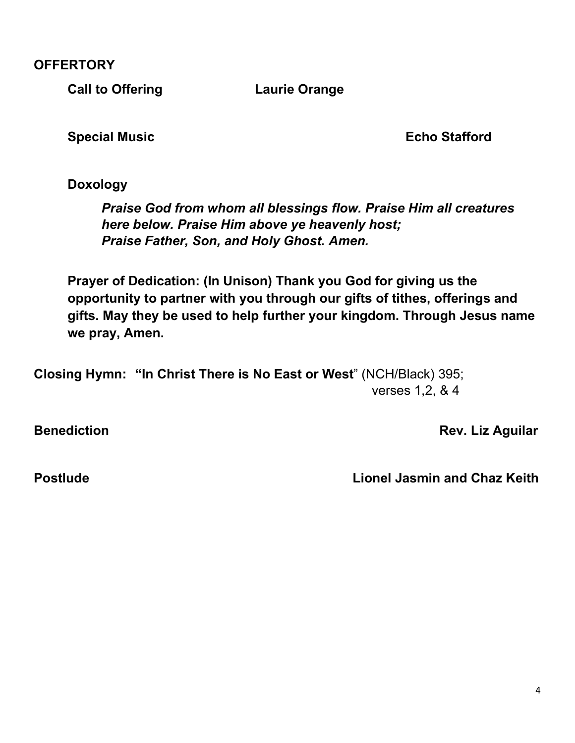**OFFERTORY**

**Call to Offering** **Laurie Orange**

**Special Music** **Echo Stafford**

**Doxology**

***Praise God from whom all blessings flow. Praise Him all creatures here below. Praise Him above ye heavenly host; Praise Father, Son, and Holy Ghost. Amen.***

**Prayer of Dedication: (In Unison) Thank you God for giving us the opportunity to partner with you through our gifts of tithes, offerings and gifts. May they be used to help further your kingdom. Through Jesus name we pray, Amen.**

**Closing Hymn: "In Christ There is No East or West**" (NCH/Black) 395; verses 1,2, & 4

**Benediction** **Rev. Liz Aguilar**

**Postlude** **Lionel Jasmin and Chaz Keith**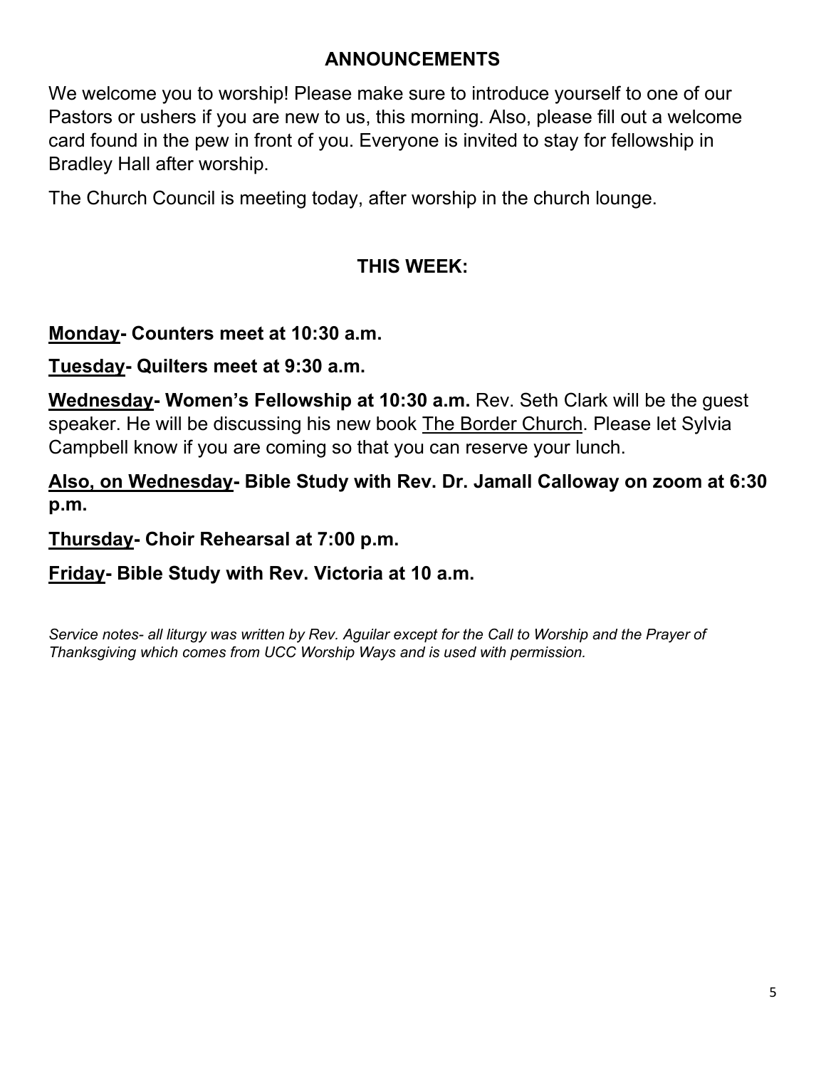## ANNOUNCEMENTS

We welcome you to worship! Please make sure to introduce yourself to one of our Pastors or ushers if you are new to us, this morning. Also, please fill out a welcome card found in the pew in front of you. Everyone is invited to stay for fellowship in Bradley Hall after worship.

The Church Council is meeting today, after worship in the church lounge.

## THIS WEEK:

**Monday- Counters meet at 10:30 a.m.**

**Tuesday- Quilters meet at 9:30 a.m.**

**Wednesday- Women's Fellowship at 10:30 a.m.** Rev. Seth Clark will be the guest speaker. He will be discussing his new book The Border Church. Please let Sylvia Campbell know if you are coming so that you can reserve your lunch.

**Also, on Wednesday- Bible Study with Rev. Dr. Jamall Calloway on zoom at 6:30 p.m.**

**Thursday- Choir Rehearsal at 7:00 p.m.**

**Friday- Bible Study with Rev. Victoria at 10 a.m.**

*Service notes- all liturgy was written by Rev. Aguilar except for the Call to Worship and the Prayer of Thanksgiving which comes from UCC Worship Ways and is used with permission.*